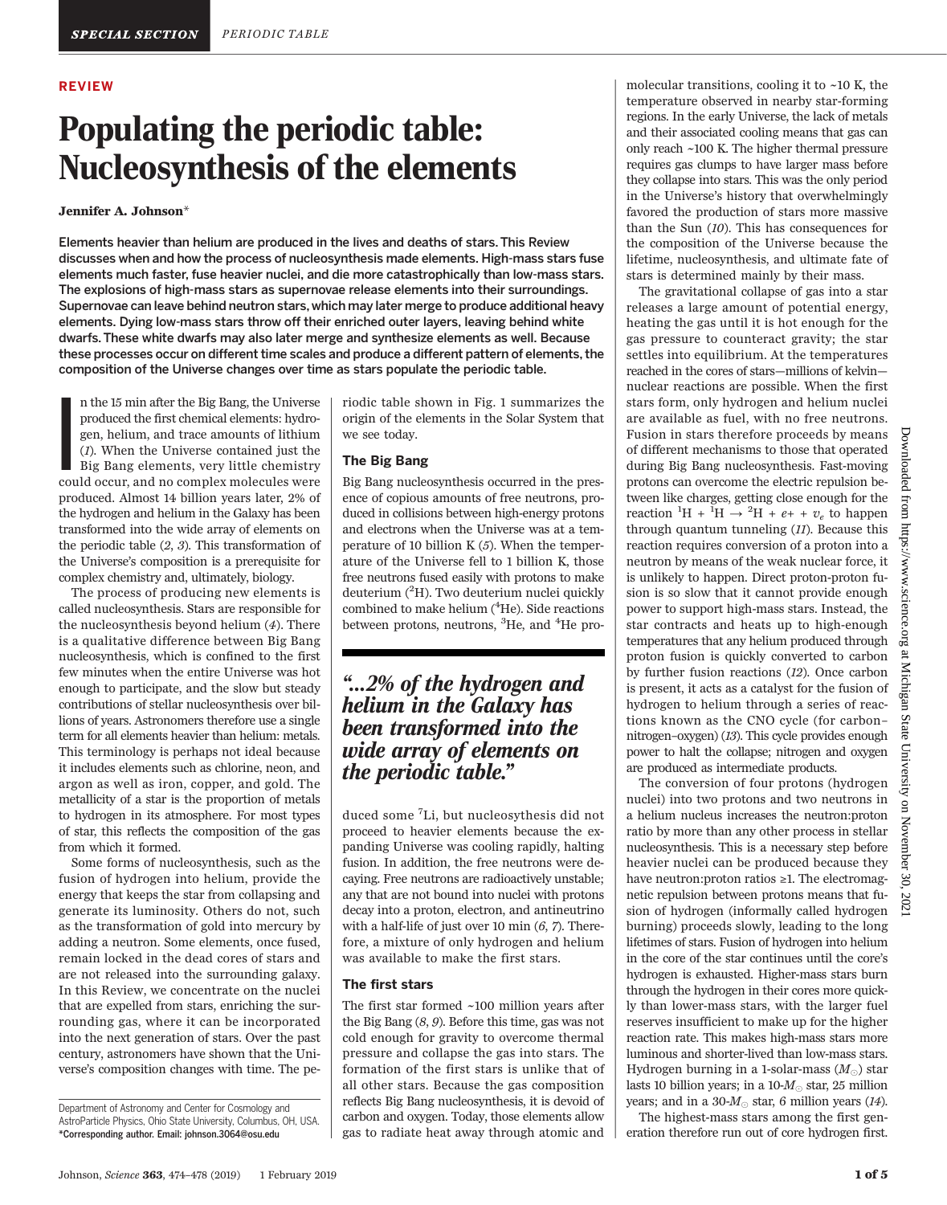REVIEW

# Populating the periodic table: Nucleosynthesis of the elements

**Jennifer A. Johnson***

**Elements heavier than helium are produced in the lives and deaths of stars. This Review discusses when and how the process of nucleosynthesis made elements. High-mass stars fuse elements much faster, fuse heavier nuclei, and die more catastrophically than low-mass stars. The explosions of high-mass stars as supernovae release elements into their surroundings. Supernovae can leave behind neutron stars, which may later merge to produce additional heavy elements. Dying low-mass stars throw off their enriched outer layers, leaving behind white dwarfs. These white dwarfs may also later merge and synthesize elements as well. Because these processes occur on different time scales and produce a different pattern of elements, the composition of the Universe changes over time as stars populate the periodic table.**

In the 15 min after the Big Bang, the Universe produced the first chemical elements: hydrogen, helium, and trace amounts of lithium (*1*). When the Universe contained just the Big Bang elements, very little chemistry could occur, and no complex molecules were produced. Almost 14 billion years later, 2% of the hydrogen and helium in the Galaxy has been transformed into the wide array of elements on the periodic table (*2*, *3*). This transformation of the Universe's composition is a prerequisite for complex chemistry and, ultimately, biology.

The process of producing new elements is called nucleosynthesis. Stars are responsible for the nucleosynthesis beyond helium (*4*). There is a qualitative difference between Big Bang nucleosynthesis, which is confined to the first few minutes when the entire Universe was hot enough to participate, and the slow but steady contributions of stellar nucleosynthesis over billions of years. Astronomers therefore use a single term for all elements heavier than helium: metals. This terminology is perhaps not ideal because it includes elements such as chlorine, neon, and argon as well as iron, copper, and gold. The metallicity of a star is the proportion of metals to hydrogen in its atmosphere. For most types of star, this reflects the composition of the gas from which it formed.

Some forms of nucleosynthesis, such as the fusion of hydrogen into helium, provide the energy that keeps the star from collapsing and generate its luminosity. Others do not, such as the transformation of gold into mercury by adding a neutron. Some elements, once fused, remain locked in the dead cores of stars and are not released into the surrounding galaxy. In this Review, we concentrate on the nuclei that are expelled from stars, enriching the surrounding gas, where it can be incorporated into the next generation of stars. Over the past century, astronomers have shown that the Universe's composition changes with time. The periodic table shown in Fig. 1 summarizes the origin of the elements in the Solar System that we see today.

Department of Astronomy and Center for Cosmology and AstroParticle Physics, Ohio State University, Columbus, OH, USA.
*Corresponding author. Email: johnson.3064@osu.edu

## The Big Bang

Big Bang nucleosynthesis occurred in the presence of copious amounts of free neutrons, produced in collisions between high-energy protons and electrons when the Universe was at a temperature of 10 billion K (*5*). When the temperature of the Universe fell to 1 billion K, those free neutrons fused easily with protons to make deuterium ($^2$H). Two deuterium nuclei quickly combined to make helium ($^4$He). Side reactions between protons, neutrons, $^3$He, and $^4$He produced some $^7$Li, but nucleosythesis did not proceed to heavier elements because the expanding Universe was cooling rapidly, halting fusion. In addition, the free neutrons were decaying. Free neutrons are radioactively unstable; any that are not bound into nuclei with protons decay into a proton, electron, and antineutrino with a half-life of just over 10 min (*6*, *7*). Therefore, a mixture of only hydrogen and helium was available to make the first stars.

> *"...2% of the hydrogen and helium in the Galaxy has been transformed into the wide array of elements on the periodic table."*

## The first stars

The first star formed ~100 million years after the Big Bang (*8*, *9*). Before this time, gas was not cold enough for gravity to overcome thermal pressure and collapse the gas into stars. The formation of the first stars is unlike that of all other stars. Because the gas composition reflects Big Bang nucleosynthesis, it is devoid of carbon and oxygen. Today, those elements allow gas to radiate heat away through atomic and molecular transitions, cooling it to ~10 K, the temperature observed in nearby star-forming regions. In the early Universe, the lack of metals and their associated cooling means that gas can only reach ~100 K. The higher thermal pressure requires gas clumps to have larger mass before they collapse into stars. This was the only period in the Universe's history that overwhelmingly favored the production of stars more massive than the Sun (*10*). This has consequences for the composition of the Universe because the lifetime, nucleosynthesis, and ultimate fate of stars is determined mainly by their mass.

The gravitational collapse of gas into a star releases a large amount of potential energy, heating the gas until it is hot enough for the gas pressure to counteract gravity; the star settles into equilibrium. At the temperatures reached in the cores of stars—millions of kelvin—nuclear reactions are possible. When the first stars form, only hydrogen and helium nuclei are available as fuel, with no free neutrons. Fusion in stars therefore proceeds by means of different mechanisms to those that operated during Big Bang nucleosynthesis. Fast-moving protons can overcome the electric repulsion between like charges, getting close enough for the reaction $^1\text{H} + {}^1\text{H} \rightarrow {}^2\text{H} + e+ + \nu_e$ to happen through quantum tunneling (*11*). Because this reaction requires conversion of a proton into a neutron by means of the weak nuclear force, it is unlikely to happen. Direct proton-proton fusion is so slow that it cannot provide enough power to support high-mass stars. Instead, the star contracts and heats up to high-enough temperatures that any helium produced through proton fusion is quickly converted to carbon by further fusion reactions (*12*). Once carbon is present, it acts as a catalyst for the fusion of hydrogen to helium through a series of reactions known as the CNO cycle (for carbon–nitrogen–oxygen) (*13*). This cycle provides enough power to halt the collapse; nitrogen and oxygen are produced as intermediate products.

The conversion of four protons (hydrogen nuclei) into two protons and two neutrons in a helium nucleus increases the neutron:proton ratio by more than any other process in stellar nucleosynthesis. This is a necessary step before heavier nuclei can be produced because they have neutron:proton ratios ≥1. The electromagnetic repulsion between protons means that fusion of hydrogen (informally called hydrogen burning) proceeds slowly, leading to the long lifetimes of stars. Fusion of hydrogen into helium in the core of the star continues until the core's hydrogen is exhausted. Higher-mass stars burn through the hydrogen in their cores more quickly than lower-mass stars, with the larger fuel reserves insufficient to make up for the higher reaction rate. This makes high-mass stars more luminous and shorter-lived than low-mass stars. Hydrogen burning in a 1-solar-mass ($M_\odot$) star lasts 10 billion years; in a 10-$M_\odot$ star, 25 million years; and in a 30-$M_\odot$ star, 6 million years (*14*).

The highest-mass stars among the first generation therefore run out of core hydrogen first.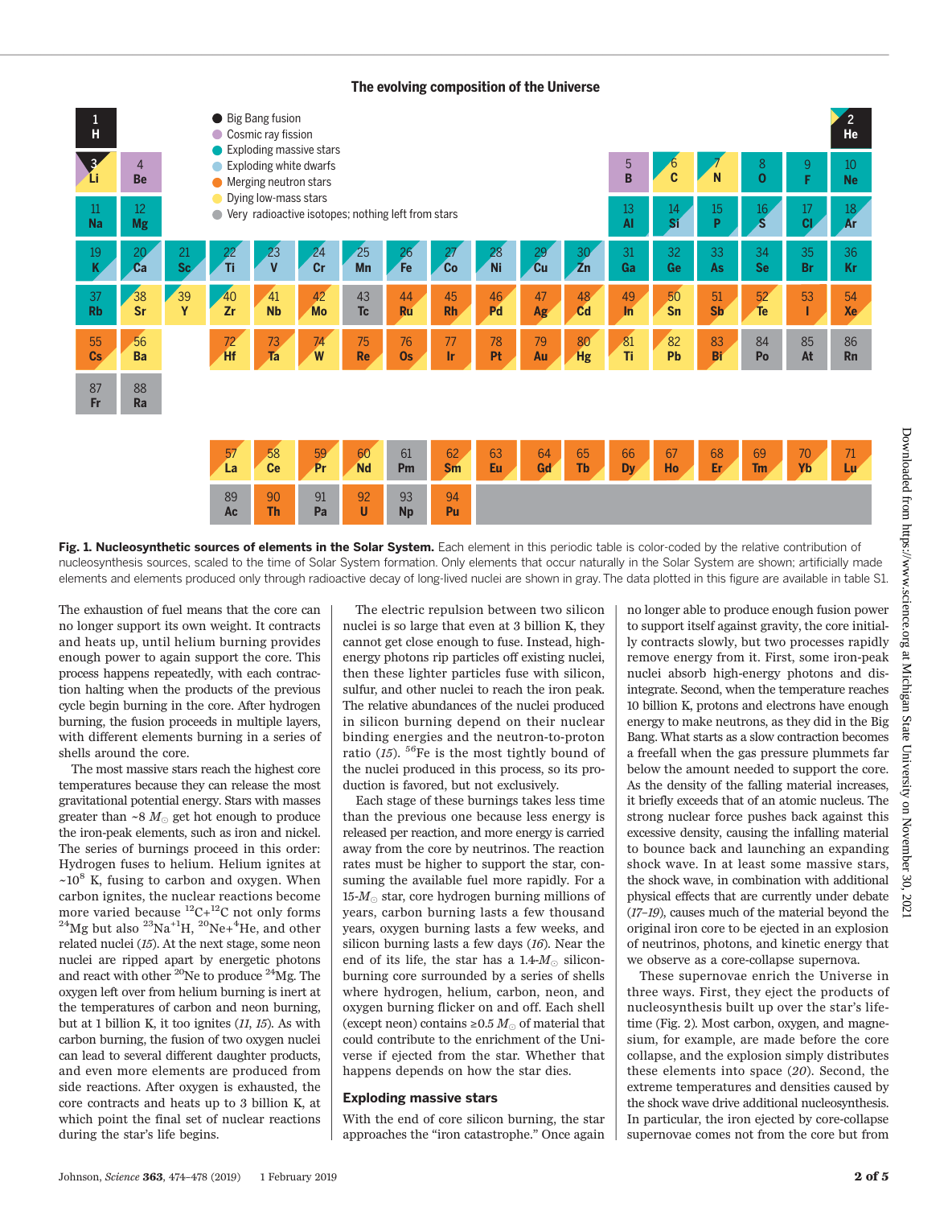The evolving composition of the Universe

- Big Bang fusion
- Cosmic ray fission
- Exploding massive stars
- Exploding white dwarfs
- Merging neutron stars
- Dying low-mass stars
- Very radioactive isotopes; nothing left from stars

**Fig. 1. Nucleosynthetic sources of elements in the Solar System.** Each element in this periodic table is color-coded by the relative contribution of nucleosynthesis sources, scaled to the time of Solar System formation. Only elements that occur naturally in the Solar System are shown; artificially made elements and elements produced only through radioactive decay of long-lived nuclei are shown in gray. The data plotted in this figure are available in table S1.

The exhaustion of fuel means that the core can no longer support its own weight. It contracts and heats up, until helium burning provides enough power to again support the core. This process happens repeatedly, with each contraction halting when the products of the previous cycle begin burning in the core. After hydrogen burning, the fusion proceeds in multiple layers, with different elements burning in a series of shells around the core.

The most massive stars reach the highest core temperatures because they can release the most gravitational potential energy. Stars with masses greater than ~8 $M_{\odot}$ get hot enough to produce the iron-peak elements, such as iron and nickel. The series of burnings proceed in this order: Hydrogen fuses to helium. Helium ignites at ~$10^8$ K, fusing to carbon and oxygen. When carbon ignites, the nuclear reactions become more varied because $^{12}$C+$^{12}$C not only forms $^{24}$Mg but also $^{23}$Na+$^{1}$H, $^{20}$Ne+$^{4}$He, and other related nuclei (*15*). At the next stage, some neon nuclei are ripped apart by energetic photons and react with other $^{20}$Ne to produce $^{24}$Mg. The oxygen left over from helium burning is inert at the temperatures of carbon and neon burning, but at 1 billion K, it too ignites (*11*, *15*). As with carbon burning, the fusion of two oxygen nuclei can lead to several different daughter products, and even more elements are produced from side reactions. After oxygen is exhausted, the core contracts and heats up to 3 billion K, at which point the final set of nuclear reactions during the star's life begins.

The electric repulsion between two silicon nuclei is so large that even at 3 billion K, they cannot get close enough to fuse. Instead, high-energy photons rip particles off existing nuclei, then these lighter particles fuse with silicon, sulfur, and other nuclei to reach the iron peak. The relative abundances of the nuclei produced in silicon burning depend on their nuclear binding energies and the neutron-to-proton ratio (*15*). $^{56}$Fe is the most tightly bound of the nuclei produced in this process, so its production is favored, but not exclusively.

Each stage of these burnings takes less time than the previous one because less energy is released per reaction, and more energy is carried away from the core by neutrinos. The reaction rates must be higher to support the star, consuming the available fuel more rapidly. For a 15-$M_{\odot}$ star, core hydrogen burning millions of years, carbon burning lasts a few thousand years, oxygen burning lasts a few weeks, and silicon burning lasts a few days (*16*). Near the end of its life, the star has a 1.4-$M_{\odot}$ silicon-burning core surrounded by a series of shells where hydrogen, helium, carbon, neon, and oxygen burning flicker on and off. Each shell (except neon) contains ≥0.5 $M_{\odot}$ of material that could contribute to the enrichment of the Universe if ejected from the star. Whether that happens depends on how the star dies.

## Exploding massive stars

With the end of core silicon burning, the star approaches the "iron catastrophe." Once again no longer able to produce enough fusion power to support itself against gravity, the core initially contracts slowly, but two processes rapidly remove energy from it. First, some iron-peak nuclei absorb high-energy photons and disintegrate. Second, when the temperature reaches 10 billion K, protons and electrons have enough energy to make neutrons, as they did in the Big Bang. What starts as a slow contraction becomes a freefall when the gas pressure plummets far below the amount needed to support the core. As the density of the falling material increases, it briefly exceeds that of an atomic nucleus. The strong nuclear force pushes back against this excessive density, causing the infalling material to bounce back and launching an expanding shock wave. In at least some massive stars, the shock wave, in combination with additional physical effects that are currently under debate (*17*–*19*), causes much of the material beyond the original iron core to be ejected in an explosion of neutrinos, photons, and kinetic energy that we observe as a core-collapse supernova.

These supernovae enrich the Universe in three ways. First, they eject the products of nucleosynthesis built up over the star's lifetime (Fig. 2). Most carbon, oxygen, and magnesium, for example, are made before the core collapse, and the explosion simply distributes these elements into space (*20*). Second, the extreme temperatures and densities caused by the shock wave drive additional nucleosynthesis. In particular, the iron ejected by core-collapse supernovae comes not from the core but from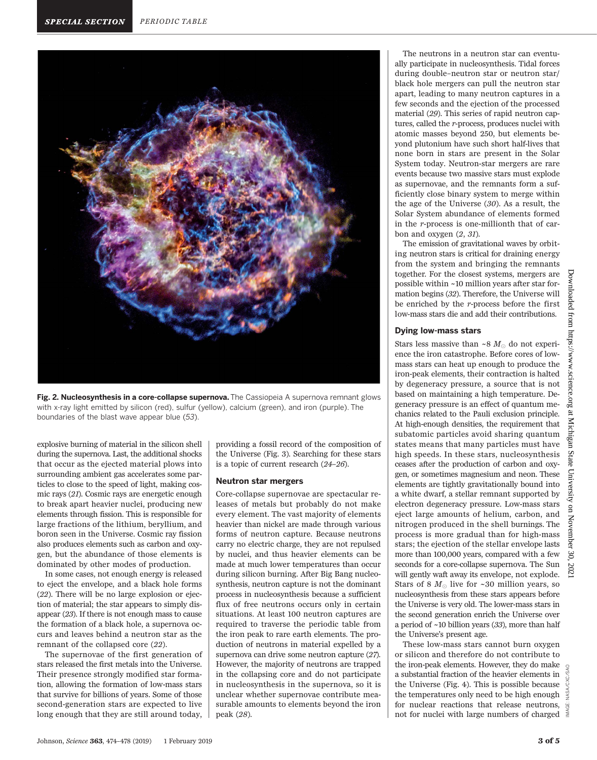**Fig. 2. Nucleosynthesis in a core-collapse supernova.** The Cassiopeia A supernova remnant glows with x-ray light emitted by silicon (red), sulfur (yellow), calcium (green), and iron (purple). The boundaries of the blast wave appear blue (53).

explosive burning of material in the silicon shell during the supernova. Last, the additional shocks that occur as the ejected material plows into surrounding ambient gas accelerates some particles to close to the speed of light, making cosmic rays (21). Cosmic rays are energetic enough to break apart heavier nuclei, producing new elements through fission. This is responsible for large fractions of the lithium, beryllium, and boron seen in the Universe. Cosmic ray fission also produces elements such as carbon and oxygen, but the abundance of those elements is dominated by other modes of production.

In some cases, not enough energy is released to eject the envelope, and a black hole forms (22). There will be no large explosion or ejection of material; the star appears to simply disappear (23). If there is not enough mass to cause the formation of a black hole, a supernova occurs and leaves behind a neutron star as the remnant of the collapsed core (22).

The supernovae of the first generation of stars released the first metals into the Universe. Their presence strongly modified star formation, allowing the formation of low-mass stars that survive for billions of years. Some of those second-generation stars are expected to live long enough that they are still around today, providing a fossil record of the composition of the Universe (Fig. 3). Searching for these stars is a topic of current research (24–26).

## Neutron star mergers

Core-collapse supernovae are spectacular releases of metals but probably do not make every element. The vast majority of elements heavier than nickel are made through various forms of neutron capture. Because neutrons carry no electric charge, they are not repulsed by nuclei, and thus heavier elements can be made at much lower temperatures than occur during silicon burning. After Big Bang nucleosynthesis, neutron capture is not the dominant process in nucleosynthesis because a sufficient flux of free neutrons occurs only in certain situations. At least 100 neutron captures are required to traverse the periodic table from the iron peak to rare earth elements. The production of neutrons in material expelled by a supernova can drive some neutron capture (27). However, the majority of neutrons are trapped in the collapsing core and do not participate in nucleosynthesis in the supernova, so it is unclear whether supernovae contribute measurable amounts to elements beyond the iron peak (28).

The neutrons in a neutron star can eventually participate in nucleosynthesis. Tidal forces during double–neutron star or neutron star/black hole mergers can pull the neutron star apart, leading to many neutron captures in a few seconds and the ejection of the processed material (29). This series of rapid neutron captures, called the *r*-process, produces nuclei with atomic masses beyond 250, but elements beyond plutonium have such short half-lives that none born in stars are present in the Solar System today. Neutron-star mergers are rare events because two massive stars must explode as supernovae, and the remnants form a sufficiently close binary system to merge within the age of the Universe (30). As a result, the Solar System abundance of elements formed in the *r*-process is one-millionth that of carbon and oxygen (2, 31).

The emission of gravitational waves by orbiting neutron stars is critical for draining energy from the system and bringing the remnants together. For the closest systems, mergers are possible within ~10 million years after star formation begins (32). Therefore, the Universe will be enriched by the *r*-process before the first low-mass stars die and add their contributions.

## Dying low-mass stars

Stars less massive than ~8 $M_{\odot}$ do not experience the iron catastrophe. Before cores of low-mass stars can heat up enough to produce the iron-peak elements, their contraction is halted by degeneracy pressure, a source that is not based on maintaining a high temperature. Degeneracy pressure is an effect of quantum mechanics related to the Pauli exclusion principle. At high-enough densities, the requirement that subatomic particles avoid sharing quantum states means that many particles must have high speeds. In these stars, nucleosynthesis ceases after the production of carbon and oxygen, or sometimes magnesium and neon. These elements are tightly gravitationally bound into a white dwarf, a stellar remnant supported by electron degeneracy pressure. Low-mass stars eject large amounts of helium, carbon, and nitrogen produced in the shell burnings. The process is more gradual than for high-mass stars; the ejection of the stellar envelope lasts more than 100,000 years, compared with a few seconds for a core-collapse supernova. The Sun will gently waft away its envelope, not explode. Stars of 8 $M_{\odot}$ live for ~30 million years, so nucleosynthesis from these stars appears before the Universe is very old. The lower-mass stars in the second generation enrich the Universe over a period of ~10 billion years (33), more than half the Universe's present age.

These low-mass stars cannot burn oxygen or silicon and therefore do not contribute to the iron-peak elements. However, they do make a substantial fraction of the heavier elements in the Universe (Fig. 4). This is possible because the temperatures only need to be high enough for nuclear reactions that release neutrons, not for nuclei with large numbers of charged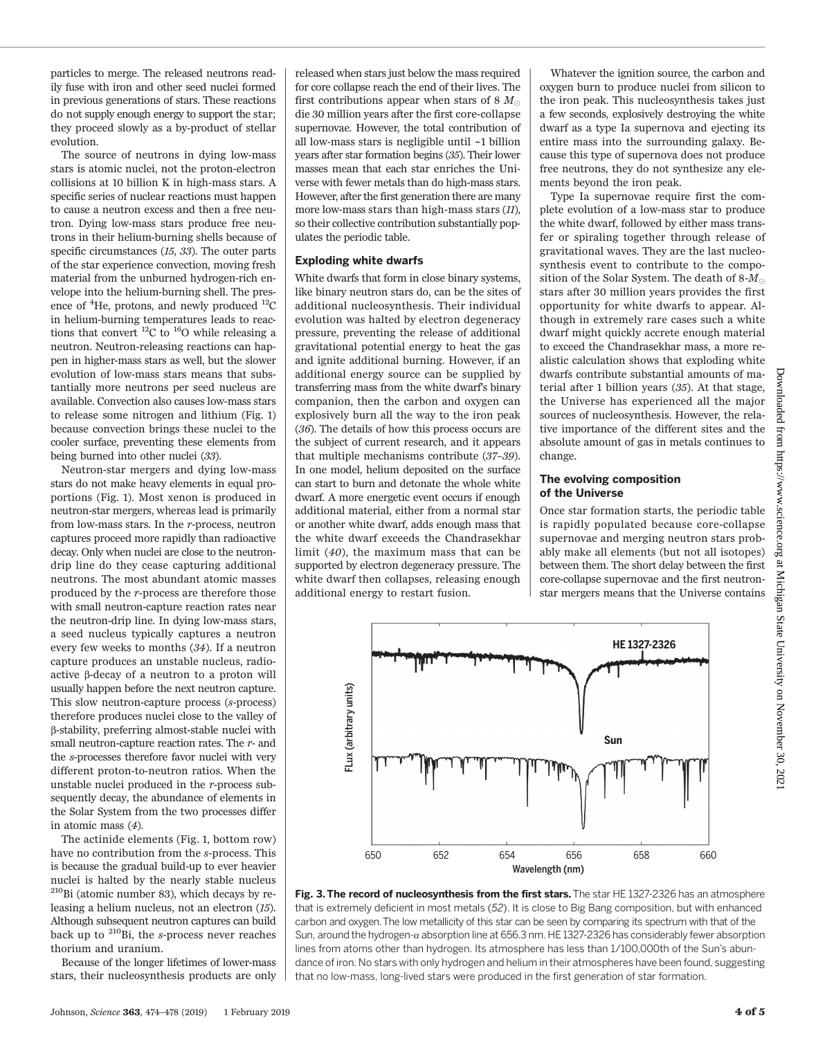particles to merge. The released neutrons readily fuse with iron and other seed nuclei formed in previous generations of stars. These reactions do not supply enough energy to support the star; they proceed slowly as a by-product of stellar evolution.

The source of neutrons in dying low-mass stars is atomic nuclei, not the proton-electron collisions at 10 billion K in high-mass stars. A specific series of nuclear reactions must happen to cause a neutron excess and then a free neutron. Dying low-mass stars produce free neutrons in their helium-burning shells because of specific circumstances (*15*, *33*). The outer parts of the star experience convection, moving fresh material from the unburned hydrogen-rich envelope into the helium-burning shell. The presence of $^{4}$He, protons, and newly produced $^{12}$C in helium-burning temperatures leads to reactions that convert $^{12}$C to $^{16}$O while releasing a neutron. Neutron-releasing reactions can happen in higher-mass stars as well, but the slower evolution of low-mass stars means that substantially more neutrons per seed nucleus are available. Convection also causes low-mass stars to release some nitrogen and lithium (Fig. 1) because convection brings these nuclei to the cooler surface, preventing these elements from being burned into other nuclei (*33*).

Neutron-star mergers and dying low-mass stars do not make heavy elements in equal proportions (Fig. 1). Most xenon is produced in neutron-star mergers, whereas lead is primarily from low-mass stars. In the *r*-process, neutron captures proceed more rapidly than radioactive decay. Only when nuclei are close to the neutron-drip line do they cease capturing additional neutrons. The most abundant atomic masses produced by the *r*-process are therefore those with small neutron-capture reaction rates near the neutron-drip line. In dying low-mass stars, a seed nucleus typically captures a neutron every few weeks to months (*34*). If a neutron capture produces an unstable nucleus, radioactive β-decay of a neutron to a proton will usually happen before the next neutron capture. This slow neutron-capture process (*s*-process) therefore produces nuclei close to the valley of β-stability, preferring almost-stable nuclei with small neutron-capture reaction rates. The *r*- and the *s*-processes therefore favor nuclei with very different proton-to-neutron ratios. When the unstable nuclei produced in the *r*-process subsequently decay, the abundance of elements in the Solar System from the two processes differ in atomic mass (*4*).

The actinide elements (Fig. 1, bottom row) have no contribution from the *s*-process. This is because the gradual build-up to ever heavier nuclei is halted by the nearly stable nucleus $^{210}$Bi (atomic number 83), which decays by releasing a helium nucleus, not an electron (*15*). Although subsequent neutron captures can build back up to $^{210}$Bi, the *s*-process never reaches thorium and uranium.

Because of the longer lifetimes of lower-mass stars, their nucleosynthesis products are only released when stars just below the mass required for core collapse reach the end of their lives. The first contributions appear when stars of 8 $M_\odot$ die 30 million years after the first core-collapse supernovae. However, the total contribution of all low-mass stars is negligible until ~1 billion years after star formation begins (*35*). Their lower masses mean that each star enriches the Universe with fewer metals than do high-mass stars. However, after the first generation there are many more low-mass stars than high-mass stars (*11*), so their collective contribution substantially populates the periodic table.

### Exploding white dwarfs

White dwarfs that form in close binary systems, like binary neutron stars do, can be the sites of additional nucleosynthesis. Their individual evolution was halted by electron degeneracy pressure, preventing the release of additional gravitational potential energy to heat the gas and ignite additional burning. However, if an additional energy source can be supplied by transferring mass from the white dwarf's binary companion, then the carbon and oxygen can explosively burn all the way to the iron peak (*36*). The details of how this process occurs are the subject of current research, and it appears that multiple mechanisms contribute (*37*–*39*). In one model, helium deposited on the surface can start to burn and detonate the whole white dwarf. A more energetic event occurs if enough additional material, either from a normal star or another white dwarf, adds enough mass that the white dwarf exceeds the Chandrasekhar limit (*40*), the maximum mass that can be supported by electron degeneracy pressure. The white dwarf then collapses, releasing enough additional energy to restart fusion.

Whatever the ignition source, the carbon and oxygen burn to produce nuclei from silicon to the iron peak. This nucleosynthesis takes just a few seconds, explosively destroying the white dwarf as a type Ia supernova and ejecting its entire mass into the surrounding galaxy. Because this type of supernova does not produce free neutrons, they do not synthesize any elements beyond the iron peak.

Type Ia supernovae require first the complete evolution of a low-mass star to produce the white dwarf, followed by either mass transfer or spiraling together through release of gravitational waves. They are the last nucleosynthesis event to contribute to the composition of the Solar System. The death of 8-$M_\odot$ stars after 30 million years provides the first opportunity for white dwarfs to appear. Although in extremely rare cases such a white dwarf might quickly accrete enough material to exceed the Chandrasekhar mass, a more realistic calculation shows that exploding white dwarfs contribute substantial amounts of material after 1 billion years (*35*). At that stage, the Universe has experienced all the major sources of nucleosynthesis. However, the relative importance of the different sites and the absolute amount of gas in metals continues to change.

### The evolving composition of the Universe

Once star formation starts, the periodic table is rapidly populated because core-collapse supernovae and merging neutron stars probably make all elements (but not all isotopes) between them. The short delay between the first core-collapse supernovae and the first neutron-star mergers means that the Universe contains

**Fig. 3. The record of nucleosynthesis from the first stars.** The star HE 1327-2326 has an atmosphere that is extremely deficient in most metals (*52*). It is close to Big Bang composition, but with enhanced carbon and oxygen. The low metallicity of this star can be seen by comparing its spectrum with that of the Sun, around the hydrogen-α absorption line at 656.3 nm. HE 1327-2326 has considerably fewer absorption lines from atoms other than hydrogen. Its atmosphere has less than 1/100,000th of the Sun's abundance of iron. No stars with only hydrogen and helium in their atmospheres have been found, suggesting that no low-mass, long-lived stars were produced in the first generation of star formation.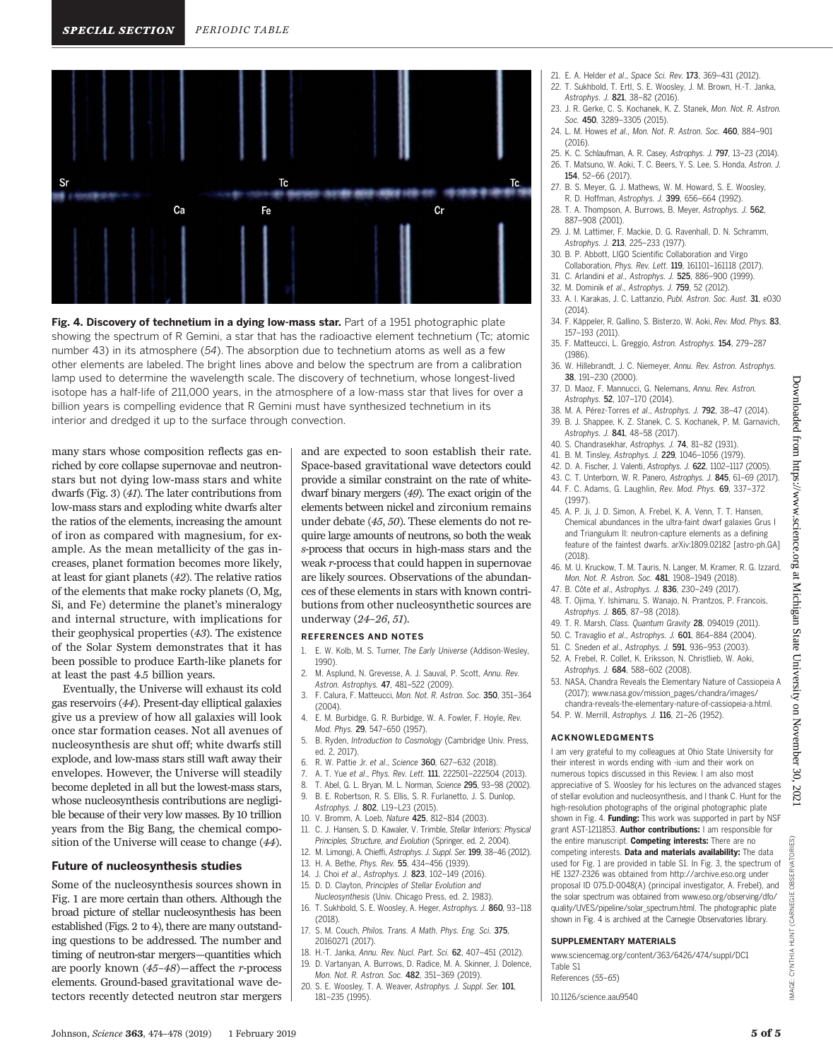**Fig. 4. Discovery of technetium in a dying low-mass star.** Part of a 1951 photographic plate showing the spectrum of R Gemini, a star that has the radioactive element technetium (Tc; atomic number 43) in its atmosphere (*54*). The absorption due to technetium atoms as well as a few other elements are labeled. The bright lines above and below the spectrum are from a calibration lamp used to determine the wavelength scale. The discovery of technetium, whose longest-lived isotope has a half-life of 211,000 years, in the atmosphere of a low-mass star that lives for over a billion years is compelling evidence that R Gemini must have synthesized technetium in its interior and dredged it up to the surface through convection.

many stars whose composition reflects gas enriched by core collapse supernovae and neutron-stars but not dying low-mass stars and white dwarfs (Fig. 3) (*41*). The later contributions from low-mass stars and exploding white dwarfs alter the ratios of the elements, increasing the amount of iron as compared with magnesium, for example. As the mean metallicity of the gas increases, planet formation becomes more likely, at least for giant planets (*42*). The relative ratios of the elements that make rocky planets (O, Mg, Si, and Fe) determine the planet's mineralogy and internal structure, with implications for their geophysical properties (*43*). The existence of the Solar System demonstrates that it has been possible to produce Earth-like planets for at least the past 4.5 billion years.

Eventually, the Universe will exhaust its cold gas reservoirs (*44*). Present-day elliptical galaxies give us a preview of how all galaxies will look once star formation ceases. Not all avenues of nucleosynthesis are shut off; white dwarfs still explode, and low-mass stars still waft away their envelopes. However, the Universe will steadily become depleted in all but the lowest-mass stars, whose nucleosynthesis contributions are negligible because of their very low masses. By 10 trillion years from the Big Bang, the chemical composition of the Universe will cease to change (*44*).

## Future of nucleosynthesis studies

Some of the nucleosynthesis sources shown in Fig. 1 are more certain than others. Although the broad picture of stellar nucleosynthesis has been established (Figs. 2 to 4), there are many outstanding questions to be addressed. The number and timing of neutron-star mergers—quantities which are poorly known (*45*–*48*)—affect the *r*-process elements. Ground-based gravitational wave detectors recently detected neutron star mergers and are expected to soon establish their rate. Space-based gravitational wave detectors could provide a similar constraint on the rate of white-dwarf binary mergers (*49*). The exact origin of the elements between nickel and zirconium remains under debate (*45*, *50*). These elements do not require large amounts of neutrons, so both the weak *s*-process that occurs in high-mass stars and the weak *r*-process that could happen in supernovae are likely sources. Observations of the abundances of these elements in stars with known contributions from other nucleosynthetic sources are underway (*24*–*26*, *51*).

### REFERENCES AND NOTES

1. E. W. Kolb, M. S. Turner, *The Early Universe* (Addison-Wesley, 1990).
2. M. Asplund, N. Grevesse, A. J. Sauval, P. Scott, *Annu. Rev. Astron. Astrophys.* **47**, 481–522 (2009).
3. F. Calura, F. Matteucci, *Mon. Not. R. Astron. Soc.* **350**, 351–364 (2004).
4. E. M. Burbidge, G. R. Burbidge, W. A. Fowler, F. Hoyle, *Rev. Mod. Phys.* **29**, 547–650 (1957).
5. B. Ryden, *Introduction to Cosmology* (Cambridge Univ. Press, ed. 2, 2017).
6. R. W. Pattie Jr. *et al.*, *Science* **360**, 627–632 (2018).
7. A. T. Yue *et al.*, *Phys. Rev. Lett.* **111**, 222501–222504 (2013).
8. T. Abel, G. L. Bryan, M. L. Norman, *Science* **295**, 93–98 (2002).
9. B. E. Robertson, R. S. Ellis, S. R. Furlanetto, J. S. Dunlop, *Astrophys. J.* **802**, L19–L23 (2015).
10. V. Bromm, A. Loeb, *Nature* **425**, 812–814 (2003).
11. C. J. Hansen, S. D. Kawaler, V. Trimble, *Stellar Interiors: Physical Principles, Structure, and Evolution* (Springer, ed. 2, 2004).
12. M. Limongi, A. Chieffi, *Astrophys. J. Suppl. Ser.* **199**, 38–46 (2012).
13. H. A. Bethe, *Phys. Rev.* **55**, 434–456 (1939).
14. J. Choi *et al.*, *Astrophys. J.* **823**, 102–149 (2016).
15. D. D. Clayton, *Principles of Stellar Evolution and Nucleosynthesis* (Univ. Chicago Press, ed. 2, 1983).
16. T. Sukhbold, S. E. Woosley, A. Heger, *Astrophys. J.* **860**, 93–118 (2018).
17. S. M. Couch, *Philos. Trans. A Math. Phys. Eng. Sci.* **375**, 20160271 (2017).
18. H.-T. Janka, *Annu. Rev. Nucl. Part. Sci.* **62**, 407–451 (2012).
19. D. Vartanyan, A. Burrows, D. Radice, M. A. Skinner, J. Dolence, *Mon. Not. R. Astron. Soc.* **482**, 351–369 (2019).
20. S. E. Woosley, T. A. Weaver, *Astrophys. J. Suppl. Ser.* **101**, 181–235 (1995).
21. E. A. Helder *et al.*, *Space Sci. Rev.* **173**, 369–431 (2012).
22. T. Sukhbold, T. Ertl, S. E. Woosley, J. M. Brown, H.-T. Janka, *Astrophys. J.* **821**, 38–82 (2016).
23. J. R. Gerke, C. S. Kochanek, K. Z. Stanek, *Mon. Not. R. Astron. Soc.* **450**, 3289–3305 (2015).
24. L. M. Howes *et al.*, *Mon. Not. R. Astron. Soc.* **460**, 884–901 (2016).
25. K. C. Schlaufman, A. R. Casey, *Astrophys. J.* **797**, 13–23 (2014).
26. T. Matsuno, W. Aoki, T. C. Beers, Y. S. Lee, S. Honda, *Astron. J.* **154**, 52–66 (2017).
27. B. S. Meyer, G. J. Mathews, W. M. Howard, S. E. Woosley, R. D. Hoffman, *Astrophys. J.* **399**, 656–664 (1992).
28. T. A. Thompson, A. Burrows, B. Meyer, *Astrophys. J.* **562**, 887–908 (2001).
29. J. M. Lattimer, F. Mackie, D. G. Ravenhall, D. N. Schramm, *Astrophys. J.* **213**, 225–233 (1977).
30. B. P. Abbott, LIGO Scientific Collaboration and Virgo Collaboration, *Phys. Rev. Lett.* **119**, 161101–161118 (2017).
31. C. Arlandini *et al.*, *Astrophys. J.* **525**, 886–900 (1999).
32. M. Dominik *et al.*, *Astrophys. J.* **759**, 52 (2012).
33. A. I. Karakas, J. C. Lattanzio, *Publ. Astron. Soc. Aust.* **31**, e030 (2014).
34. F. Käppeler, R. Gallino, S. Bisterzo, W. Aoki, *Rev. Mod. Phys.* **83**, 157–193 (2011).
35. F. Matteucci, L. Greggio, *Astron. Astrophys.* **154**, 279–287 (1986).
36. W. Hillebrandt, J. C. Niemeyer, *Annu. Rev. Astron. Astrophys.* **38**, 191–230 (2000).
37. D. Maoz, F. Mannucci, G. Nelemans, *Annu. Rev. Astron. Astrophys.* **52**, 107–170 (2014).
38. M. A. Pérez-Torres *et al.*, *Astrophys. J.* **792**, 38–47 (2014).
39. B. J. Shappee, K. Z. Stanek, C. S. Kochanek, P. M. Garnavich, *Astrophys. J.* **841**, 48–58 (2017).
40. S. Chandrasekhar, *Astrophys. J.* **74**, 81–82 (1931).
41. B. M. Tinsley, *Astrophys. J.* **229**, 1046–1056 (1979).
42. D. A. Fischer, J. Valenti, *Astrophys. J.* **622**, 1102–1117 (2005).
43. C. T. Unterborn, W. R. Panero, *Astrophys. J.* **845**, 61–69 (2017).
44. F. C. Adams, G. Laughlin, *Rev. Mod. Phys.* **69**, 337–372 (1997).
45. A. P. Ji, J. D. Simon, A. Frebel, K. A. Venn, T. T. Hansen, Chemical abundances in the ultra-faint dwarf galaxies Grus I and Triangulum II: neutron-capture elements as a defining feature of the faintest dwarfs. arXiv:1809.02182 [astro-ph.GA] (2018).
46. M. U. Kruckow, T. M. Tauris, N. Langer, M. Kramer, R. G. Izzard, *Mon. Not. R. Astron. Soc.* **481**, 1908–1949 (2018).
47. B. Côté *et al.*, *Astrophys. J.* **836**, 230–249 (2017).
48. T. Ojima, Y. Ishimaru, S. Wanajo, N. Prantzos, P. Francois, *Astrophys. J.* **865**, 87–98 (2018).
49. T. R. Marsh, *Class. Quantum Gravity* **28**, 094019 (2011).
50. C. Travaglio *et al.*, *Astrophys. J.* **601**, 864–884 (2004).
51. C. Sneden *et al.*, *Astrophys. J.* **591**, 936–953 (2003).
52. A. Frebel, R. Collet, K. Eriksson, N. Christlieb, W. Aoki, *Astrophys. J.* **684**, 588–602 (2008).
53. NASA, Chandra Reveals the Elementary Nature of Cassiopeia A (2017); www.nasa.gov/mission_pages/chandra/images/chandra-reveals-the-elementary-nature-of-cassiopeia-a.html.
54. P. W. Merrill, *Astrophys. J.* **116**, 21–26 (1952).

### ACKNOWLEDGMENTS

I am very grateful to my colleagues at Ohio State University for their interest in words ending with -ium and their work on numerous topics discussed in this Review. I am also most appreciative of S. Woosley for his lectures on the advanced stages of stellar evolution and nucleosynthesis, and I thank C. Hunt for the high-resolution photographs of the original photographic plate shown in Fig. 4. **Funding:** This work was supported in part by NSF grant AST-1211853. **Author contributions:** I am responsible for the entire manuscript. **Competing interests:** There are no competing interests. **Data and materials availability:** The data used for Fig. 1 are provided in table S1. In Fig. 3, the spectrum of HE 1327-2326 was obtained from http://archive.eso.org under proposal ID 075.D-0048(A) (principal investigator, A. Frebel), and the solar spectrum was obtained from www.eso.org/observing/dfo/quality/UVES/pipeline/solar_spectrum.html. The photographic plate shown in Fig. 4 is archived at the Carnegie Observatories library.

### SUPPLEMENTARY MATERIALS

www.sciencemag.org/content/363/6426/474/suppl/DC1
Table S1
References (*55*–*65*)

10.1126/science.aau9540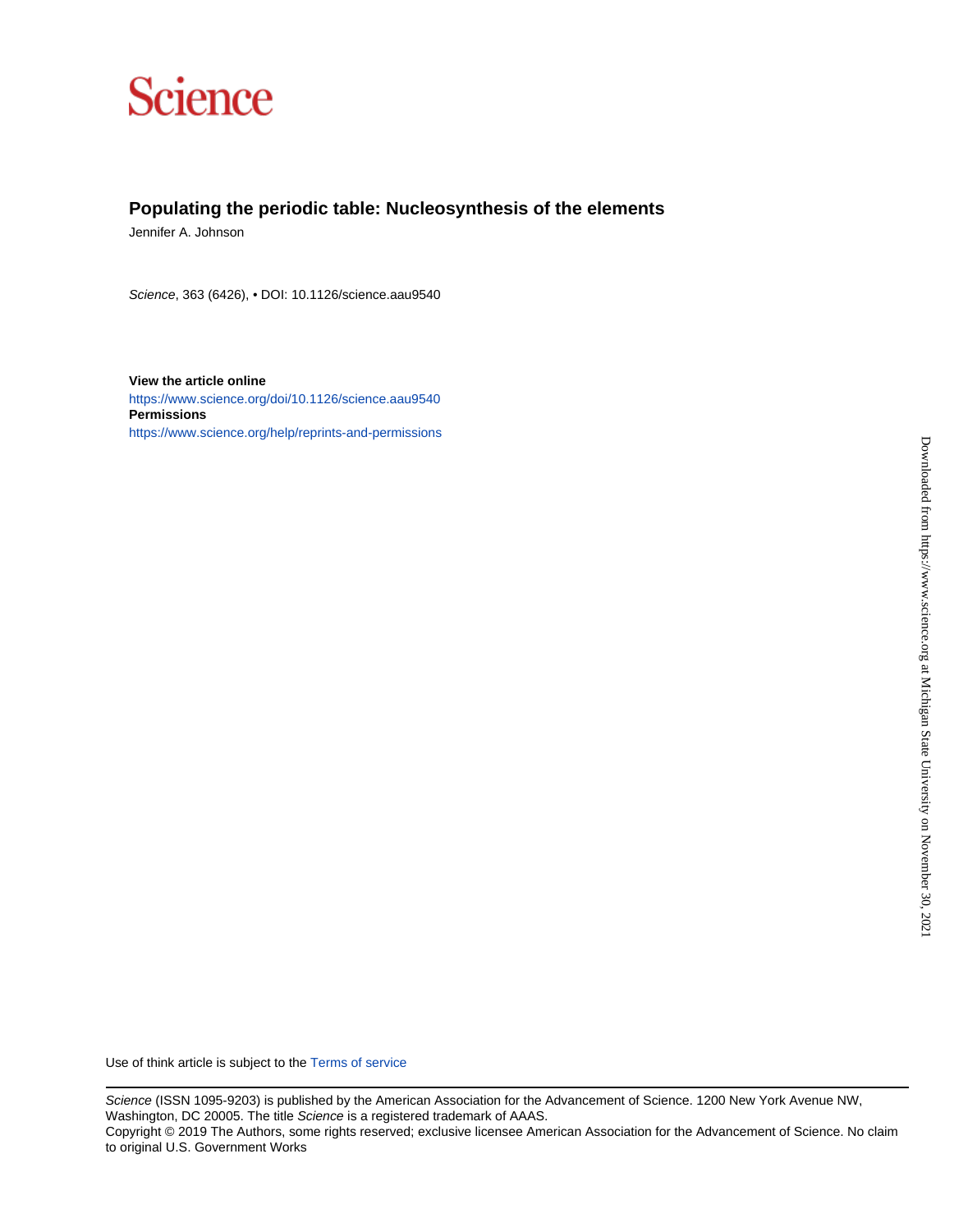# Science

## Populating the periodic table: Nucleosynthesis of the elements

Jennifer A. Johnson

*Science*, 363 (6426), • DOI: 10.1126/science.aau9540

**View the article online**
https://www.science.org/doi/10.1126/science.aau9540
**Permissions**
https://www.science.org/help/reprints-and-permissions

Use of think article is subject to the Terms of service

*Science* (ISSN 1095-9203) is published by the American Association for the Advancement of Science. 1200 New York Avenue NW, Washington, DC 20005. The title *Science* is a registered trademark of AAAS.
Copyright © 2019 The Authors, some rights reserved; exclusive licensee American Association for the Advancement of Science. No claim to original U.S. Government Works